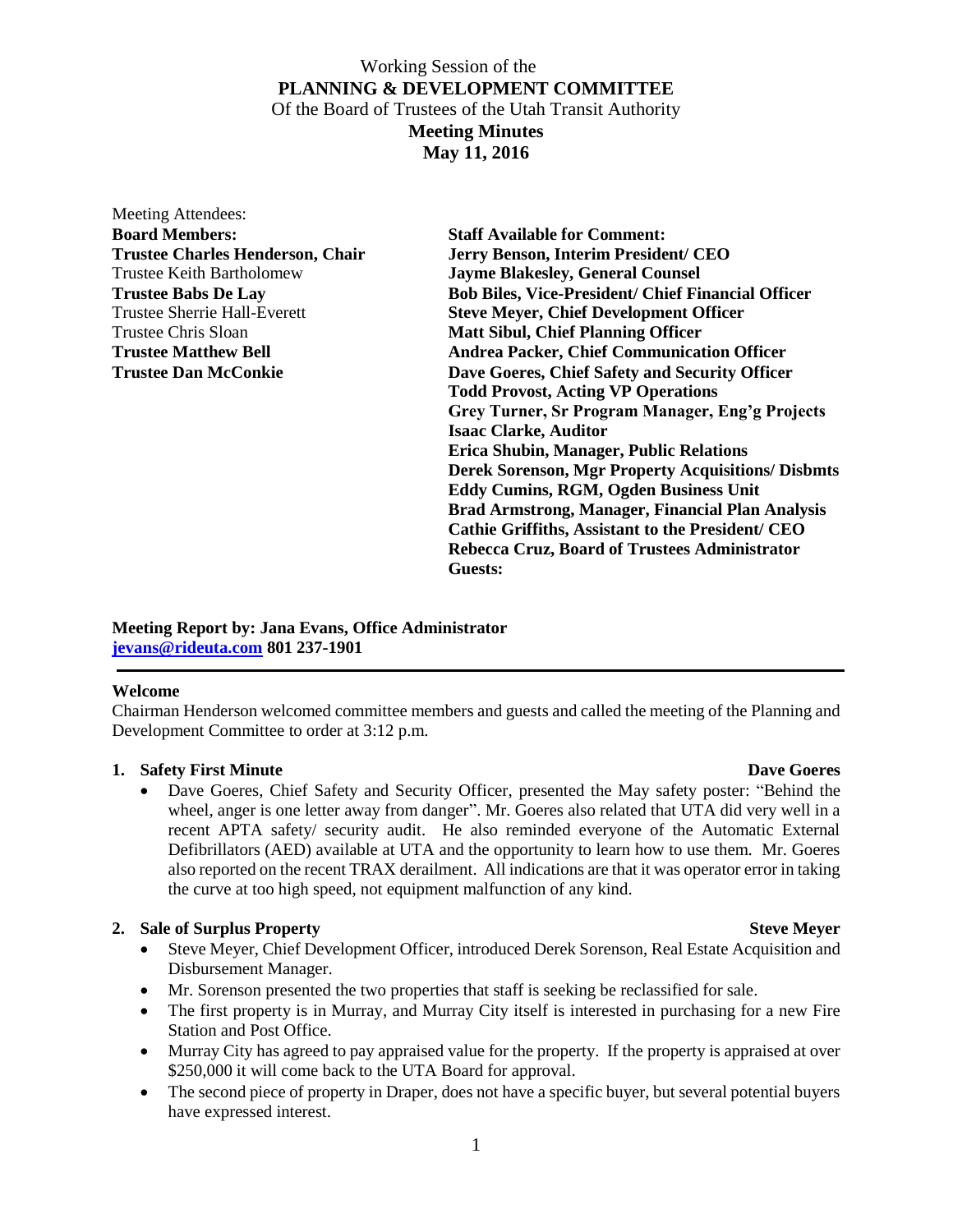Working Session of the
**PLANNING & DEVELOPMENT COMMITTEE**
Of the Board of Trustees of the Utah Transit Authority
**Meeting Minutes**
**May 11, 2016**

Meeting Attendees:

| **Board Members:** | **Staff Available for Comment:** |
|---|---|
| **Trustee Charles Henderson, Chair** | **Jerry Benson, Interim President/ CEO** |
| Trustee Keith Bartholomew | **Jayme Blakesley, General Counsel** |
| **Trustee Babs De Lay** | **Bob Biles, Vice-President/ Chief Financial Officer** |
| Trustee Sherrie Hall-Everett | **Steve Meyer, Chief Development Officer** |
| Trustee Chris Sloan | **Matt Sibul, Chief Planning Officer** |
| **Trustee Matthew Bell** | **Andrea Packer, Chief Communication Officer** |
| **Trustee Dan McConkie** | **Dave Goeres, Chief Safety and Security Officer** |
| | **Todd Provost, Acting VP Operations** |
| | **Grey Turner, Sr Program Manager, Eng'g Projects** |
| | **Isaac Clarke, Auditor** |
| | **Erica Shubin, Manager, Public Relations** |
| | **Derek Sorenson, Mgr Property Acquisitions/ Disbmts** |
| | **Eddy Cumins, RGM, Ogden Business Unit** |
| | **Brad Armstrong, Manager, Financial Plan Analysis** |
| | **Cathie Griffiths, Assistant to the President/ CEO** |
| | **Rebecca Cruz, Board of Trustees Administrator** |
| | **Guests:** |

**Meeting Report by: Jana Evans, Office Administrator**
**jevans@rideuta.com 801 237-1901**

---

**Welcome**

Chairman Henderson welcomed committee members and guests and called the meeting of the Planning and Development Committee to order at 3:12 p.m.

**1. Safety First Minute** **Dave Goeres**

- Dave Goeres, Chief Safety and Security Officer, presented the May safety poster: "Behind the wheel, anger is one letter away from danger". Mr. Goeres also related that UTA did very well in a recent APTA safety/ security audit. He also reminded everyone of the Automatic External Defibrillators (AED) available at UTA and the opportunity to learn how to use them. Mr. Goeres also reported on the recent TRAX derailment. All indications are that it was operator error in taking the curve at too high speed, not equipment malfunction of any kind.

**2. Sale of Surplus Property** **Steve Meyer**

- Steve Meyer, Chief Development Officer, introduced Derek Sorenson, Real Estate Acquisition and Disbursement Manager.
- Mr. Sorenson presented the two properties that staff is seeking be reclassified for sale.
- The first property is in Murray, and Murray City itself is interested in purchasing for a new Fire Station and Post Office.
- Murray City has agreed to pay appraised value for the property. If the property is appraised at over $250,000 it will come back to the UTA Board for approval.
- The second piece of property in Draper, does not have a specific buyer, but several potential buyers have expressed interest.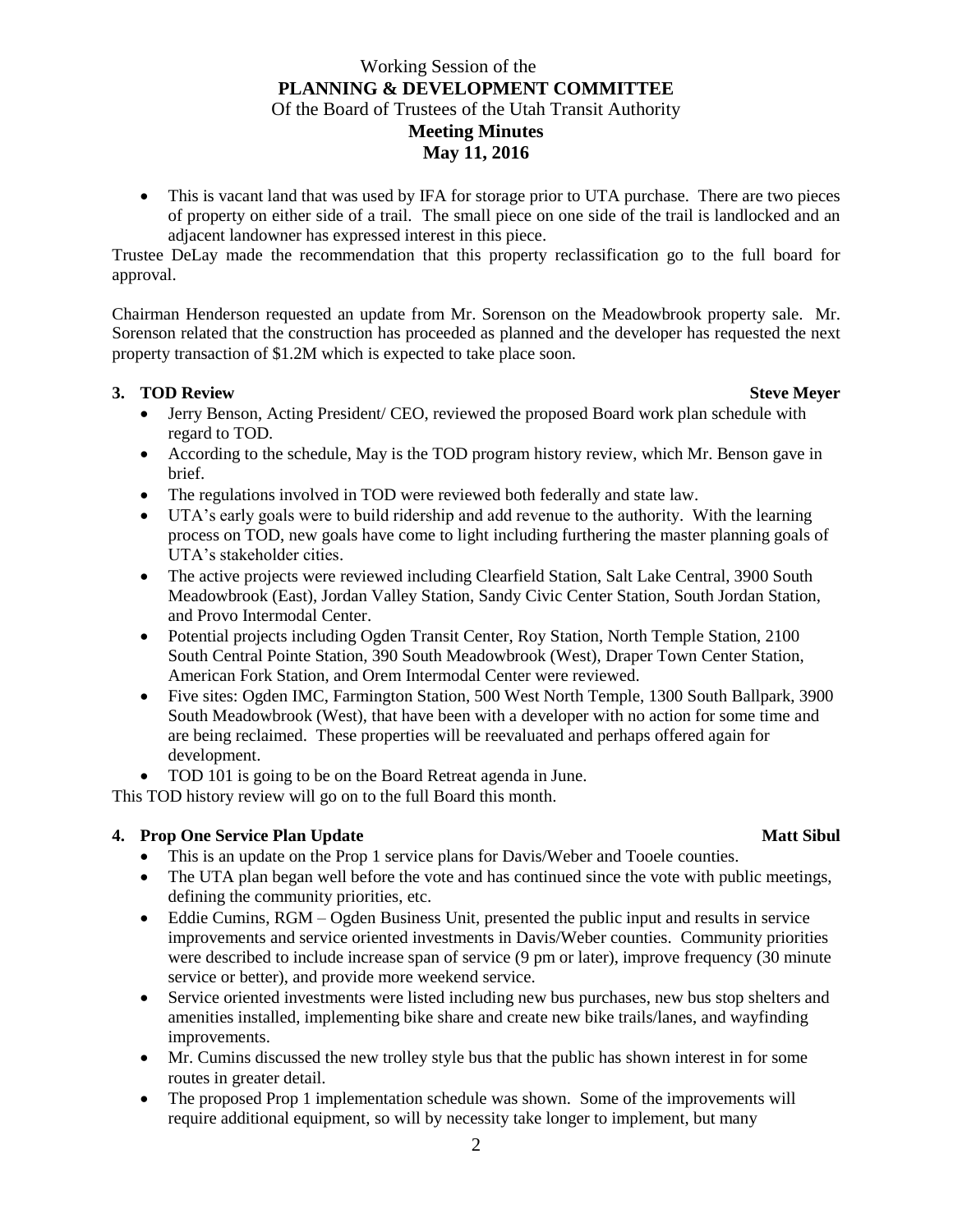- This is vacant land that was used by IFA for storage prior to UTA purchase. There are two pieces of property on either side of a trail. The small piece on one side of the trail is landlocked and an adjacent landowner has expressed interest in this piece.

Trustee DeLay made the recommendation that this property reclassification go to the full board for approval.

Chairman Henderson requested an update from Mr. Sorenson on the Meadowbrook property sale. Mr. Sorenson related that the construction has proceeded as planned and the developer has requested the next property transaction of $1.2M which is expected to take place soon.

**3. TOD Review** **Steve Meyer**

- Jerry Benson, Acting President/ CEO, reviewed the proposed Board work plan schedule with regard to TOD.
- According to the schedule, May is the TOD program history review, which Mr. Benson gave in brief.
- The regulations involved in TOD were reviewed both federally and state law.
- UTA's early goals were to build ridership and add revenue to the authority. With the learning process on TOD, new goals have come to light including furthering the master planning goals of UTA's stakeholder cities.
- The active projects were reviewed including Clearfield Station, Salt Lake Central, 3900 South Meadowbrook (East), Jordan Valley Station, Sandy Civic Center Station, South Jordan Station, and Provo Intermodal Center.
- Potential projects including Ogden Transit Center, Roy Station, North Temple Station, 2100 South Central Pointe Station, 390 South Meadowbrook (West), Draper Town Center Station, American Fork Station, and Orem Intermodal Center were reviewed.
- Five sites: Ogden IMC, Farmington Station, 500 West North Temple, 1300 South Ballpark, 3900 South Meadowbrook (West), that have been with a developer with no action for some time and are being reclaimed. These properties will be reevaluated and perhaps offered again for development.
- TOD 101 is going to be on the Board Retreat agenda in June.

This TOD history review will go on to the full Board this month.

**4. Prop One Service Plan Update** **Matt Sibul**

- This is an update on the Prop 1 service plans for Davis/Weber and Tooele counties.
- The UTA plan began well before the vote and has continued since the vote with public meetings, defining the community priorities, etc.
- Eddie Cumins, RGM – Ogden Business Unit, presented the public input and results in service improvements and service oriented investments in Davis/Weber counties. Community priorities were described to include increase span of service (9 pm or later), improve frequency (30 minute service or better), and provide more weekend service.
- Service oriented investments were listed including new bus purchases, new bus stop shelters and amenities installed, implementing bike share and create new bike trails/lanes, and wayfinding improvements.
- Mr. Cumins discussed the new trolley style bus that the public has shown interest in for some routes in greater detail.
- The proposed Prop 1 implementation schedule was shown. Some of the improvements will require additional equipment, so will by necessity take longer to implement, but many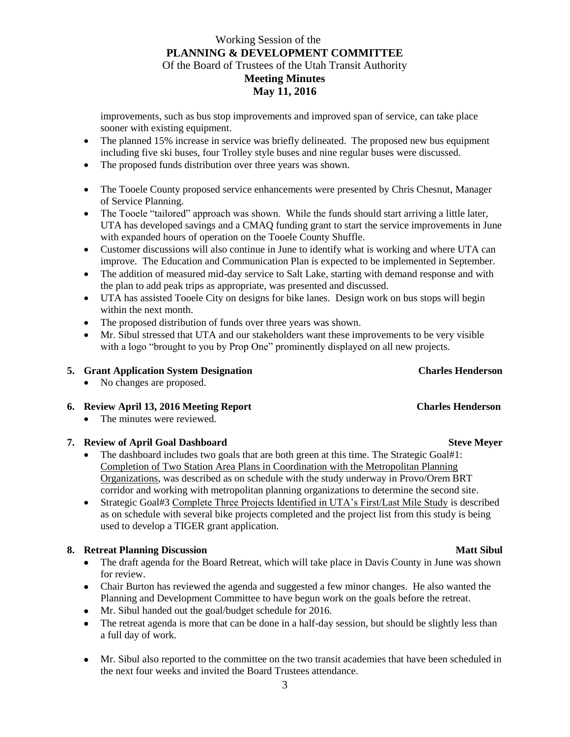improvements, such as bus stop improvements and improved span of service, can take place sooner with existing equipment.

- The planned 15% increase in service was briefly delineated. The proposed new bus equipment including five ski buses, four Trolley style buses and nine regular buses were discussed.
- The proposed funds distribution over three years was shown.

- The Tooele County proposed service enhancements were presented by Chris Chesnut, Manager of Service Planning.
- The Tooele "tailored" approach was shown. While the funds should start arriving a little later, UTA has developed savings and a CMAQ funding grant to start the service improvements in June with expanded hours of operation on the Tooele County Shuffle.
- Customer discussions will also continue in June to identify what is working and where UTA can improve. The Education and Communication Plan is expected to be implemented in September.
- The addition of measured mid-day service to Salt Lake, starting with demand response and with the plan to add peak trips as appropriate, was presented and discussed.
- UTA has assisted Tooele City on designs for bike lanes. Design work on bus stops will begin within the next month.
- The proposed distribution of funds over three years was shown.
- Mr. Sibul stressed that UTA and our stakeholders want these improvements to be very visible with a logo "brought to you by Prop One" prominently displayed on all new projects.

**5. Grant Application System Designation** **Charles Henderson**

- No changes are proposed.

**6. Review April 13, 2016 Meeting Report** **Charles Henderson**

- The minutes were reviewed.

**7. Review of April Goal Dashboard** **Steve Meyer**

- The dashboard includes two goals that are both green at this time. The Strategic Goal#1: Completion of Two Station Area Plans in Coordination with the Metropolitan Planning Organizations, was described as on schedule with the study underway in Provo/Orem BRT corridor and working with metropolitan planning organizations to determine the second site.
- Strategic Goal#3 Complete Three Projects Identified in UTA's First/Last Mile Study is described as on schedule with several bike projects completed and the project list from this study is being used to develop a TIGER grant application.

**8. Retreat Planning Discussion** **Matt Sibul**

- The draft agenda for the Board Retreat, which will take place in Davis County in June was shown for review.
- Chair Burton has reviewed the agenda and suggested a few minor changes. He also wanted the Planning and Development Committee to have begun work on the goals before the retreat.
- Mr. Sibul handed out the goal/budget schedule for 2016.
- The retreat agenda is more that can be done in a half-day session, but should be slightly less than a full day of work.

- Mr. Sibul also reported to the committee on the two transit academies that have been scheduled in the next four weeks and invited the Board Trustees attendance.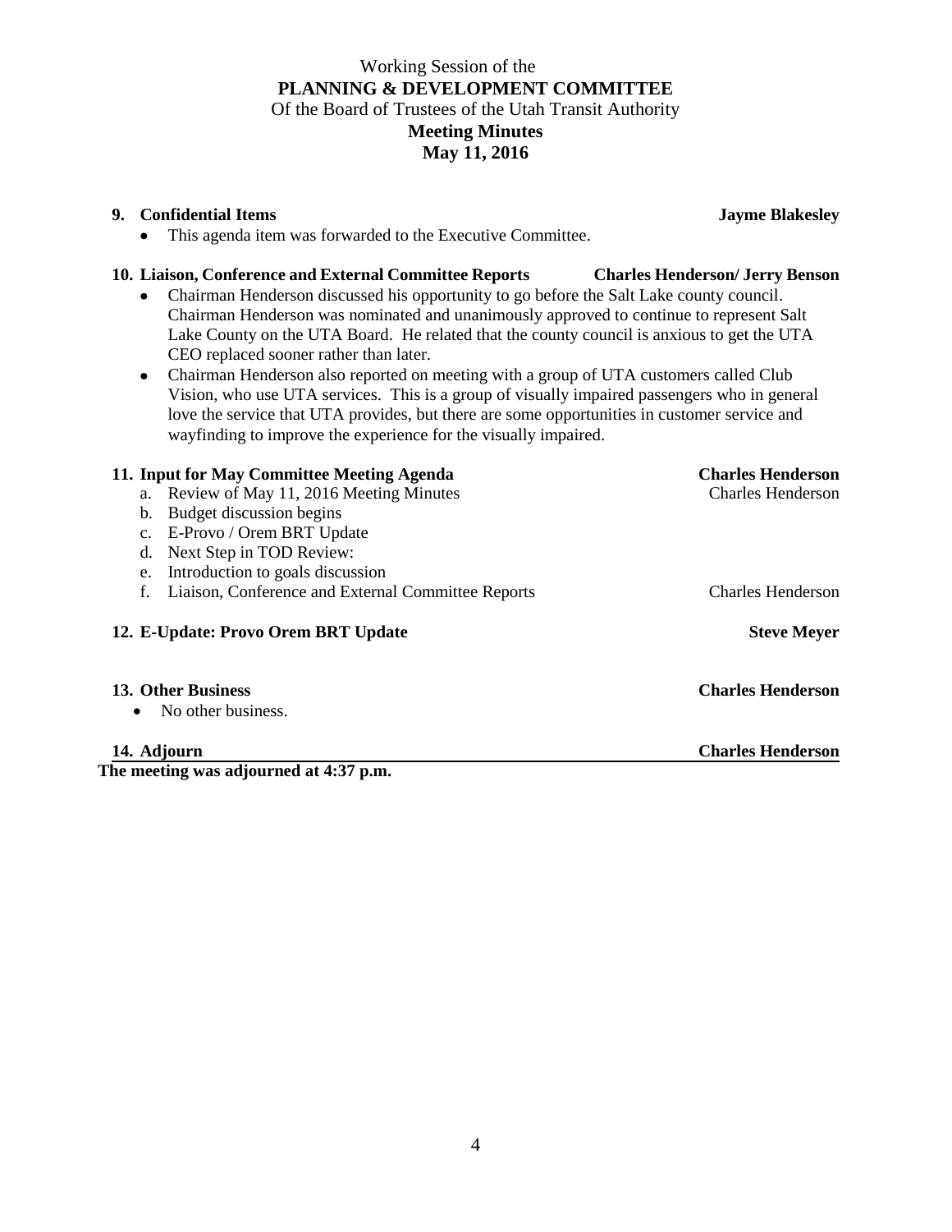Working Session of the

**PLANNING & DEVELOPMENT COMMITTEE**

Of the Board of Trustees of the Utah Transit Authority

**Meeting Minutes**

**May 11, 2016**

**9. Confidential Items** **Jayme Blakesley**

- This agenda item was forwarded to the Executive Committee.

**10. Liaison, Conference and External Committee Reports** **Charles Henderson/ Jerry Benson**

- Chairman Henderson discussed his opportunity to go before the Salt Lake county council. Chairman Henderson was nominated and unanimously approved to continue to represent Salt Lake County on the UTA Board. He related that the county council is anxious to get the UTA CEO replaced sooner rather than later.
- Chairman Henderson also reported on meeting with a group of UTA customers called Club Vision, who use UTA services. This is a group of visually impaired passengers who in general love the service that UTA provides, but there are some opportunities in customer service and wayfinding to improve the experience for the visually impaired.

**11. Input for May Committee Meeting Agenda** **Charles Henderson**

a. Review of May 11, 2016 Meeting Minutes — Charles Henderson
b. Budget discussion begins
c. E-Provo / Orem BRT Update
d. Next Step in TOD Review:
e. Introduction to goals discussion
f. Liaison, Conference and External Committee Reports — Charles Henderson

**12. E-Update: Provo Orem BRT Update** **Steve Meyer**

**13. Other Business** **Charles Henderson**

- No other business.

**14. Adjourn** **Charles Henderson**

**The meeting was adjourned at 4:37 p.m.**